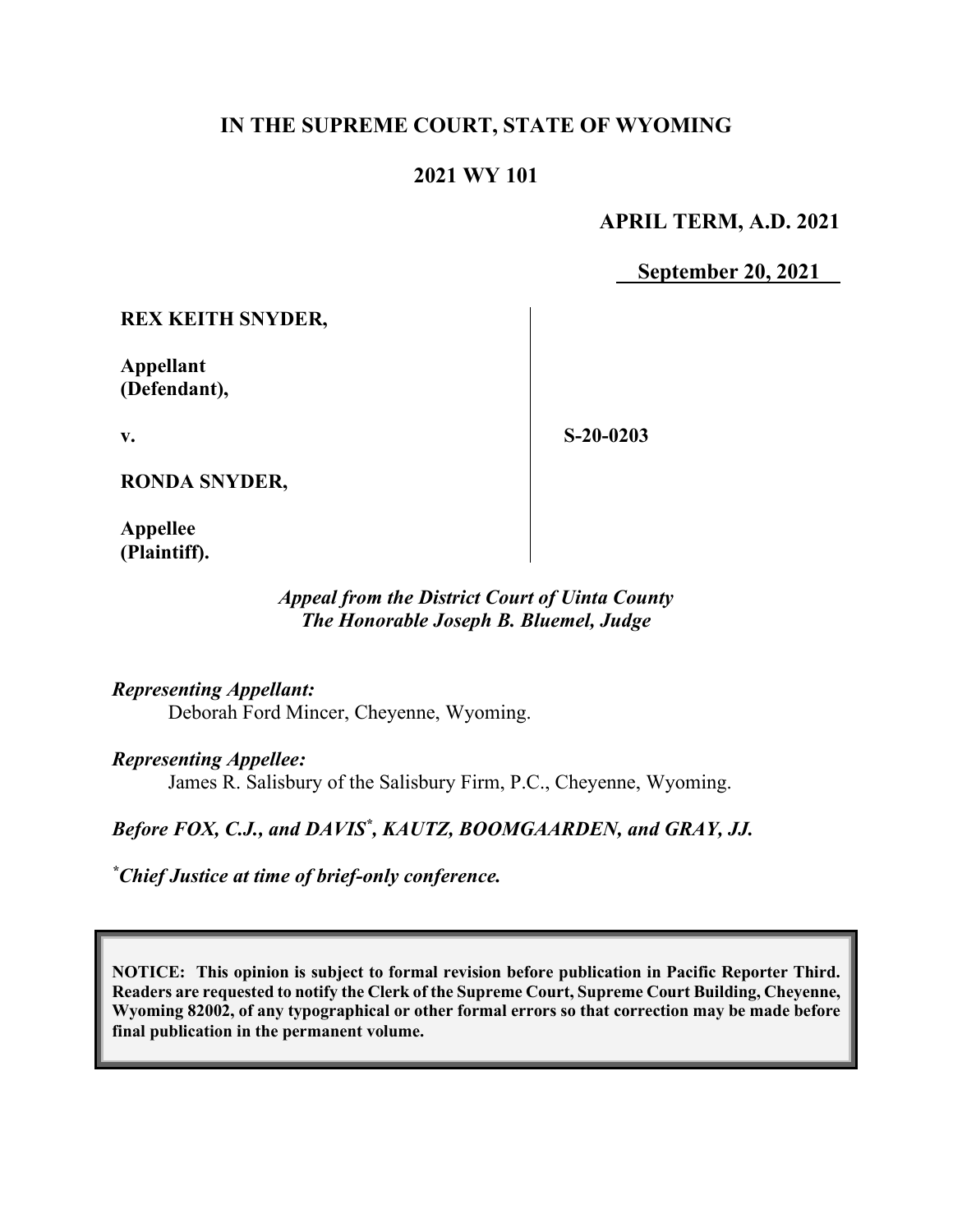# IN THE SUPREME COURT, STATE OF WYOMING

## 2021 WY 101

**APRIL TERM, A.D. 2021**

**September 20, 2021**

| | |
|---|---|
| **REX KEITH SNYDER,**<br><br>**Appellant (Defendant),**<br><br>**v.**<br><br>**RONDA SNYDER,**<br><br>**Appellee (Plaintiff).** | **S-20-0203** |

*Appeal from the District Court of Uinta County*
*The Honorable Joseph B. Bluemel, Judge*

***Representing Appellant:***
Deborah Ford Mincer, Cheyenne, Wyoming.

***Representing Appellee:***
James R. Salisbury of the Salisbury Firm, P.C., Cheyenne, Wyoming.

***Before FOX, C.J., and DAVIS*, KAUTZ, BOOMGAARDEN, and GRAY, JJ.***

****Chief Justice at time of brief-only conference.***

**NOTICE: This opinion is subject to formal revision before publication in Pacific Reporter Third. Readers are requested to notify the Clerk of the Supreme Court, Supreme Court Building, Cheyenne, Wyoming 82002, of any typographical or other formal errors so that correction may be made before final publication in the permanent volume.**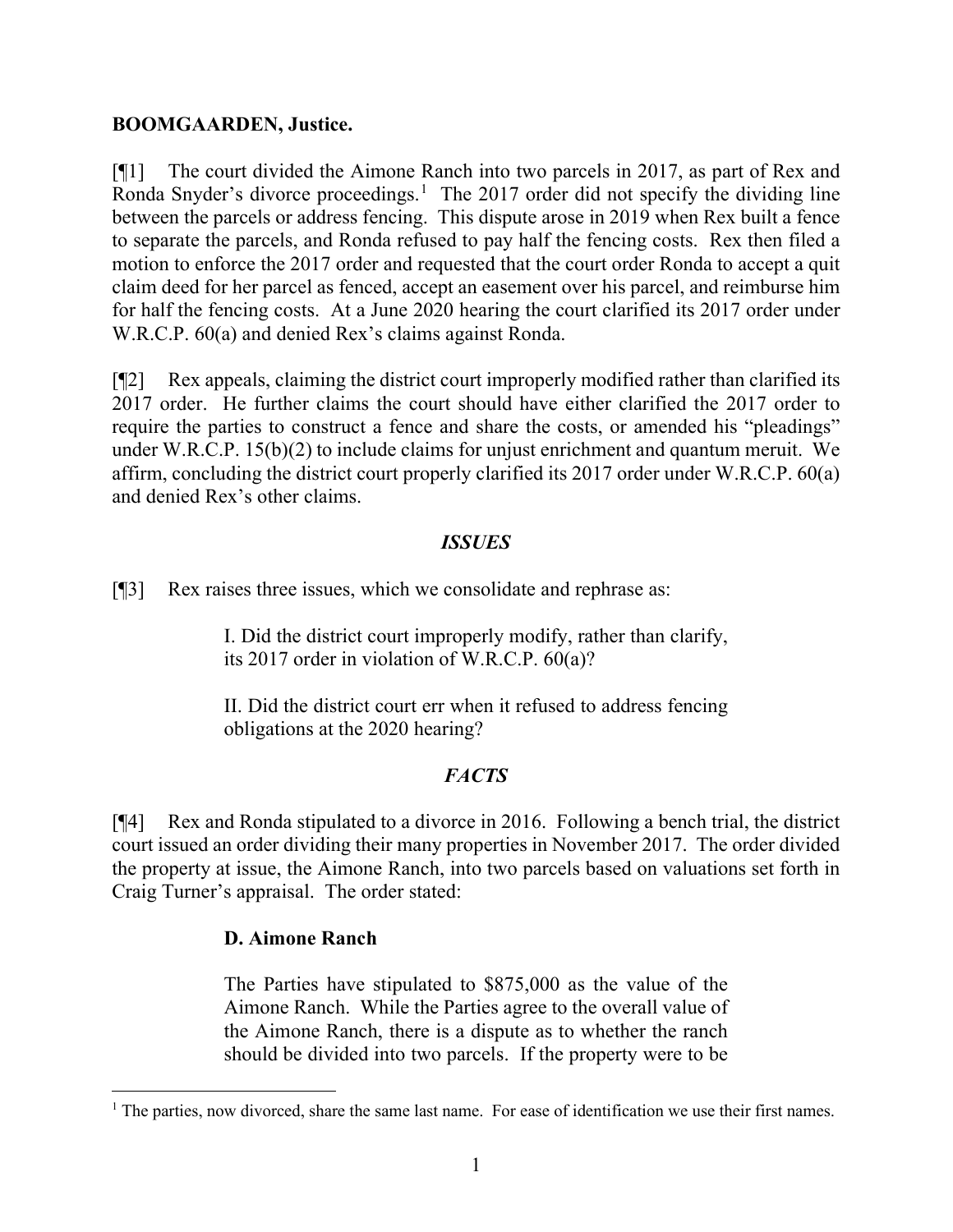**BOOMGAARDEN, Justice.**

[¶1] The court divided the Aimone Ranch into two parcels in 2017, as part of Rex and Ronda Snyder's divorce proceedings.[1] The 2017 order did not specify the dividing line between the parcels or address fencing. This dispute arose in 2019 when Rex built a fence to separate the parcels, and Ronda refused to pay half the fencing costs. Rex then filed a motion to enforce the 2017 order and requested that the court order Ronda to accept a quit claim deed for her parcel as fenced, accept an easement over his parcel, and reimburse him for half the fencing costs. At a June 2020 hearing the court clarified its 2017 order under W.R.C.P. 60(a) and denied Rex's claims against Ronda.

[¶2] Rex appeals, claiming the district court improperly modified rather than clarified its 2017 order. He further claims the court should have either clarified the 2017 order to require the parties to construct a fence and share the costs, or amended his "pleadings" under W.R.C.P. 15(b)(2) to include claims for unjust enrichment and quantum meruit. We affirm, concluding the district court properly clarified its 2017 order under W.R.C.P. 60(a) and denied Rex's other claims.

### *ISSUES*

[¶3] Rex raises three issues, which we consolidate and rephrase as:

> I. Did the district court improperly modify, rather than clarify, its 2017 order in violation of W.R.C.P. 60(a)?
>
> II. Did the district court err when it refused to address fencing obligations at the 2020 hearing?

### *FACTS*

[¶4] Rex and Ronda stipulated to a divorce in 2016. Following a bench trial, the district court issued an order dividing their many properties in November 2017. The order divided the property at issue, the Aimone Ranch, into two parcels based on valuations set forth in Craig Turner's appraisal. The order stated:

> **D. Aimone Ranch**
>
> The Parties have stipulated to $875,000 as the value of the Aimone Ranch. While the Parties agree to the overall value of the Aimone Ranch, there is a dispute as to whether the ranch should be divided into two parcels. If the property were to be

[1] The parties, now divorced, share the same last name. For ease of identification we use their first names.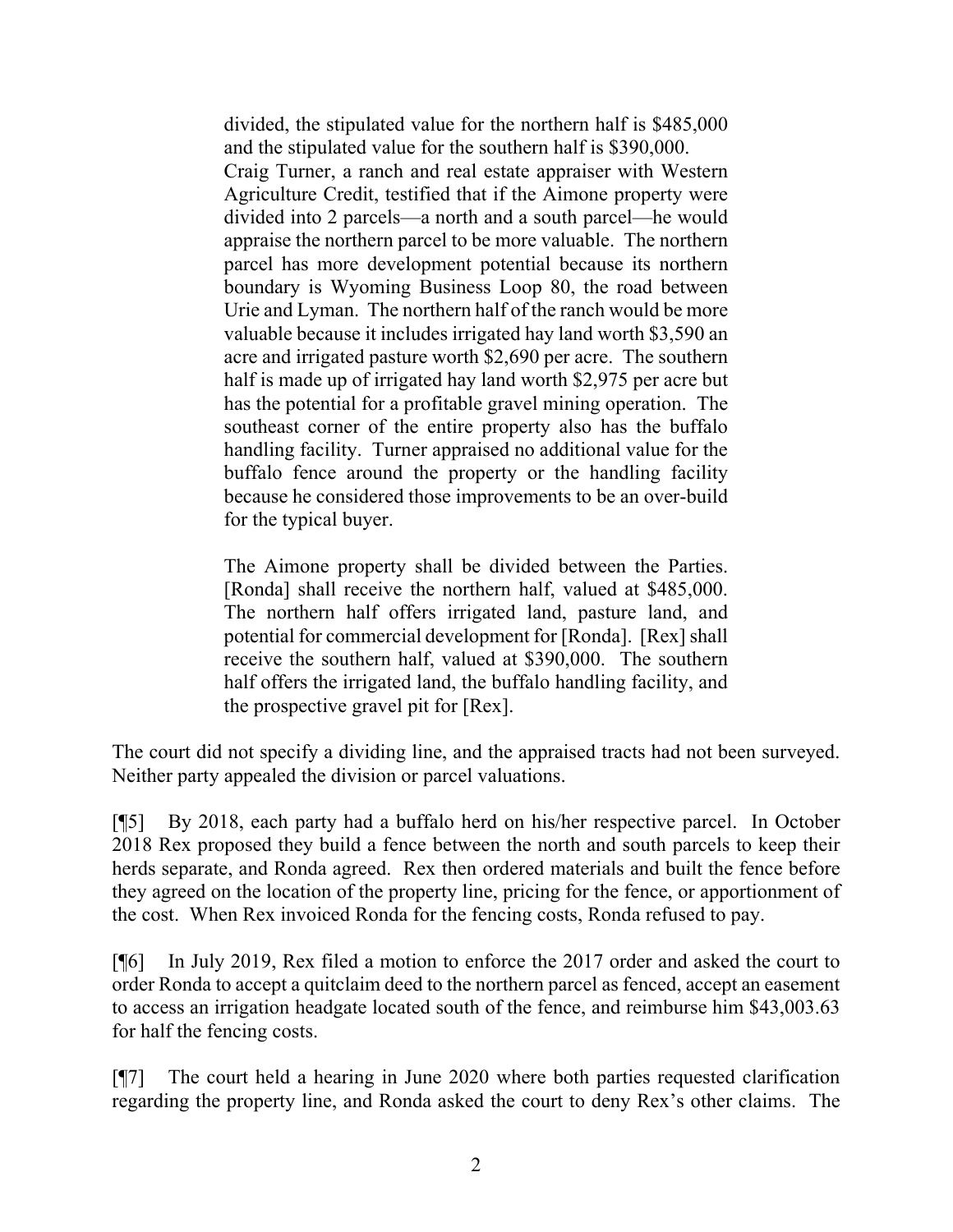> divided, the stipulated value for the northern half is $485,000 and the stipulated value for the southern half is $390,000.
>
> Craig Turner, a ranch and real estate appraiser with Western Agriculture Credit, testified that if the Aimone property were divided into 2 parcels—a north and a south parcel—he would appraise the northern parcel to be more valuable. The northern parcel has more development potential because its northern boundary is Wyoming Business Loop 80, the road between Urie and Lyman. The northern half of the ranch would be more valuable because it includes irrigated hay land worth $3,590 an acre and irrigated pasture worth $2,690 per acre. The southern half is made up of irrigated hay land worth $2,975 per acre but has the potential for a profitable gravel mining operation. The southeast corner of the entire property also has the buffalo handling facility. Turner appraised no additional value for the buffalo fence around the property or the handling facility because he considered those improvements to be an over-build for the typical buyer.
>
> The Aimone property shall be divided between the Parties. [Ronda] shall receive the northern half, valued at $485,000. The northern half offers irrigated land, pasture land, and potential for commercial development for [Ronda]. [Rex] shall receive the southern half, valued at $390,000. The southern half offers the irrigated land, the buffalo handling facility, and the prospective gravel pit for [Rex].

The court did not specify a dividing line, and the appraised tracts had not been surveyed. Neither party appealed the division or parcel valuations.

[¶5] By 2018, each party had a buffalo herd on his/her respective parcel. In October 2018 Rex proposed they build a fence between the north and south parcels to keep their herds separate, and Ronda agreed. Rex then ordered materials and built the fence before they agreed on the location of the property line, pricing for the fence, or apportionment of the cost. When Rex invoiced Ronda for the fencing costs, Ronda refused to pay.

[¶6] In July 2019, Rex filed a motion to enforce the 2017 order and asked the court to order Ronda to accept a quitclaim deed to the northern parcel as fenced, accept an easement to access an irrigation headgate located south of the fence, and reimburse him $43,003.63 for half the fencing costs.

[¶7] The court held a hearing in June 2020 where both parties requested clarification regarding the property line, and Ronda asked the court to deny Rex's other claims. The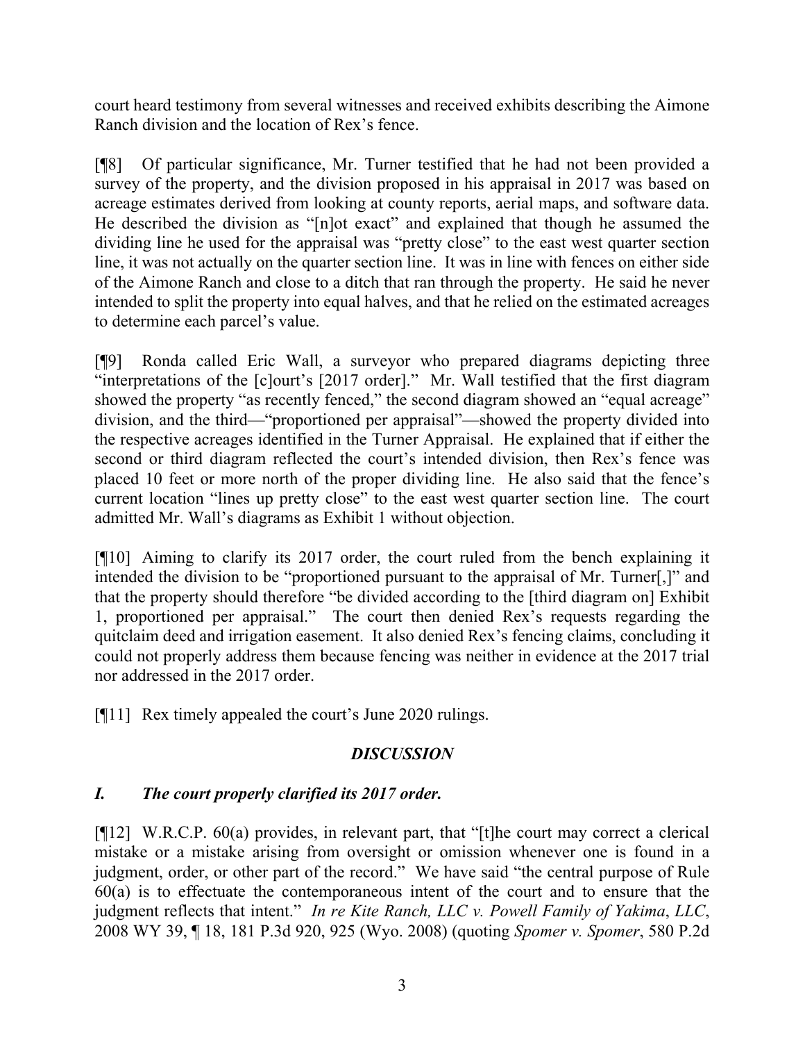court heard testimony from several witnesses and received exhibits describing the Aimone Ranch division and the location of Rex's fence.

[¶8] Of particular significance, Mr. Turner testified that he had not been provided a survey of the property, and the division proposed in his appraisal in 2017 was based on acreage estimates derived from looking at county reports, aerial maps, and software data. He described the division as "[n]ot exact" and explained that though he assumed the dividing line he used for the appraisal was "pretty close" to the east west quarter section line, it was not actually on the quarter section line. It was in line with fences on either side of the Aimone Ranch and close to a ditch that ran through the property. He said he never intended to split the property into equal halves, and that he relied on the estimated acreages to determine each parcel's value.

[¶9] Ronda called Eric Wall, a surveyor who prepared diagrams depicting three "interpretations of the [c]ourt's [2017 order]." Mr. Wall testified that the first diagram showed the property "as recently fenced," the second diagram showed an "equal acreage" division, and the third—"proportioned per appraisal"—showed the property divided into the respective acreages identified in the Turner Appraisal. He explained that if either the second or third diagram reflected the court's intended division, then Rex's fence was placed 10 feet or more north of the proper dividing line. He also said that the fence's current location "lines up pretty close" to the east west quarter section line. The court admitted Mr. Wall's diagrams as Exhibit 1 without objection.

[¶10] Aiming to clarify its 2017 order, the court ruled from the bench explaining it intended the division to be "proportioned pursuant to the appraisal of Mr. Turner[,]" and that the property should therefore "be divided according to the [third diagram on] Exhibit 1, proportioned per appraisal." The court then denied Rex's requests regarding the quitclaim deed and irrigation easement. It also denied Rex's fencing claims, concluding it could not properly address them because fencing was neither in evidence at the 2017 trial nor addressed in the 2017 order.

[¶11] Rex timely appealed the court's June 2020 rulings.

## *DISCUSSION*

### *I. The court properly clarified its 2017 order.*

[¶12] W.R.C.P. 60(a) provides, in relevant part, that "[t]he court may correct a clerical mistake or a mistake arising from oversight or omission whenever one is found in a judgment, order, or other part of the record." We have said "the central purpose of Rule 60(a) is to effectuate the contemporaneous intent of the court and to ensure that the judgment reflects that intent." *In re Kite Ranch, LLC v. Powell Family of Yakima, LLC*, 2008 WY 39, ¶ 18, 181 P.3d 920, 925 (Wyo. 2008) (quoting *Spomer v. Spomer*, 580 P.2d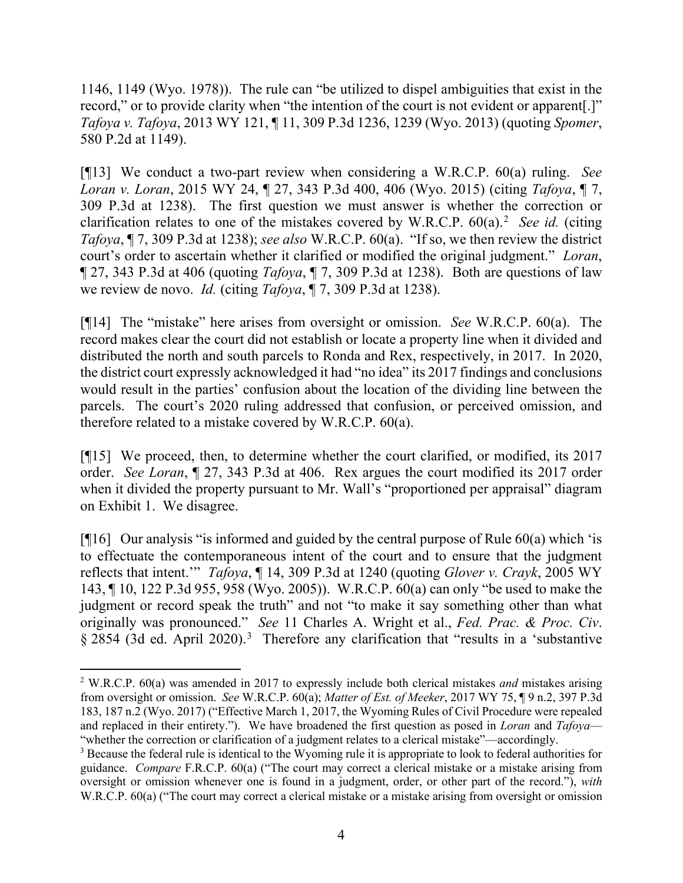1146, 1149 (Wyo. 1978)). The rule can "be utilized to dispel ambiguities that exist in the record," or to provide clarity when "the intention of the court is not evident or apparent[.]" *Tafoya v. Tafoya*, 2013 WY 121, ¶ 11, 309 P.3d 1236, 1239 (Wyo. 2013) (quoting *Spomer*, 580 P.2d at 1149).

[¶13] We conduct a two-part review when considering a W.R.C.P. 60(a) ruling. *See Loran v. Loran*, 2015 WY 24, ¶ 27, 343 P.3d 400, 406 (Wyo. 2015) (citing *Tafoya*, ¶ 7, 309 P.3d at 1238). The first question we must answer is whether the correction or clarification relates to one of the mistakes covered by W.R.C.P. 60(a).[2] *See id.* (citing *Tafoya*, ¶ 7, 309 P.3d at 1238); *see also* W.R.C.P. 60(a). "If so, we then review the district court's order to ascertain whether it clarified or modified the original judgment." *Loran*, ¶ 27, 343 P.3d at 406 (quoting *Tafoya*, ¶ 7, 309 P.3d at 1238). Both are questions of law we review de novo. *Id.* (citing *Tafoya*, ¶ 7, 309 P.3d at 1238).

[¶14] The "mistake" here arises from oversight or omission. *See* W.R.C.P. 60(a). The record makes clear the court did not establish or locate a property line when it divided and distributed the north and south parcels to Ronda and Rex, respectively, in 2017. In 2020, the district court expressly acknowledged it had "no idea" its 2017 findings and conclusions would result in the parties' confusion about the location of the dividing line between the parcels. The court's 2020 ruling addressed that confusion, or perceived omission, and therefore related to a mistake covered by W.R.C.P. 60(a).

[¶15] We proceed, then, to determine whether the court clarified, or modified, its 2017 order. *See Loran*, ¶ 27, 343 P.3d at 406. Rex argues the court modified its 2017 order when it divided the property pursuant to Mr. Wall's "proportioned per appraisal" diagram on Exhibit 1. We disagree.

[¶16] Our analysis "is informed and guided by the central purpose of Rule 60(a) which 'is to effectuate the contemporaneous intent of the court and to ensure that the judgment reflects that intent.'" *Tafoya*, ¶ 14, 309 P.3d at 1240 (quoting *Glover v. Crayk*, 2005 WY 143, ¶ 10, 122 P.3d 955, 958 (Wyo. 2005)). W.R.C.P. 60(a) can only "be used to make the judgment or record speak the truth" and not "to make it say something other than what originally was pronounced." *See* 11 Charles A. Wright et al., *Fed. Prac. & Proc. Civ*. § 2854 (3d ed. April 2020).[3] Therefore any clarification that "results in a 'substantive

---

[2] W.R.C.P. 60(a) was amended in 2017 to expressly include both clerical mistakes *and* mistakes arising from oversight or omission. *See* W.R.C.P. 60(a); *Matter of Est. of Meeker*, 2017 WY 75, ¶ 9 n.2, 397 P.3d 183, 187 n.2 (Wyo. 2017) ("Effective March 1, 2017, the Wyoming Rules of Civil Procedure were repealed and replaced in their entirety."). We have broadened the first question as posed in *Loran* and *Tafoya*—"whether the correction or clarification of a judgment relates to a clerical mistake"—accordingly.

[3] Because the federal rule is identical to the Wyoming rule it is appropriate to look to federal authorities for guidance. *Compare* F.R.C.P. 60(a) ("The court may correct a clerical mistake or a mistake arising from oversight or omission whenever one is found in a judgment, order, or other part of the record."), *with* W.R.C.P. 60(a) ("The court may correct a clerical mistake or a mistake arising from oversight or omission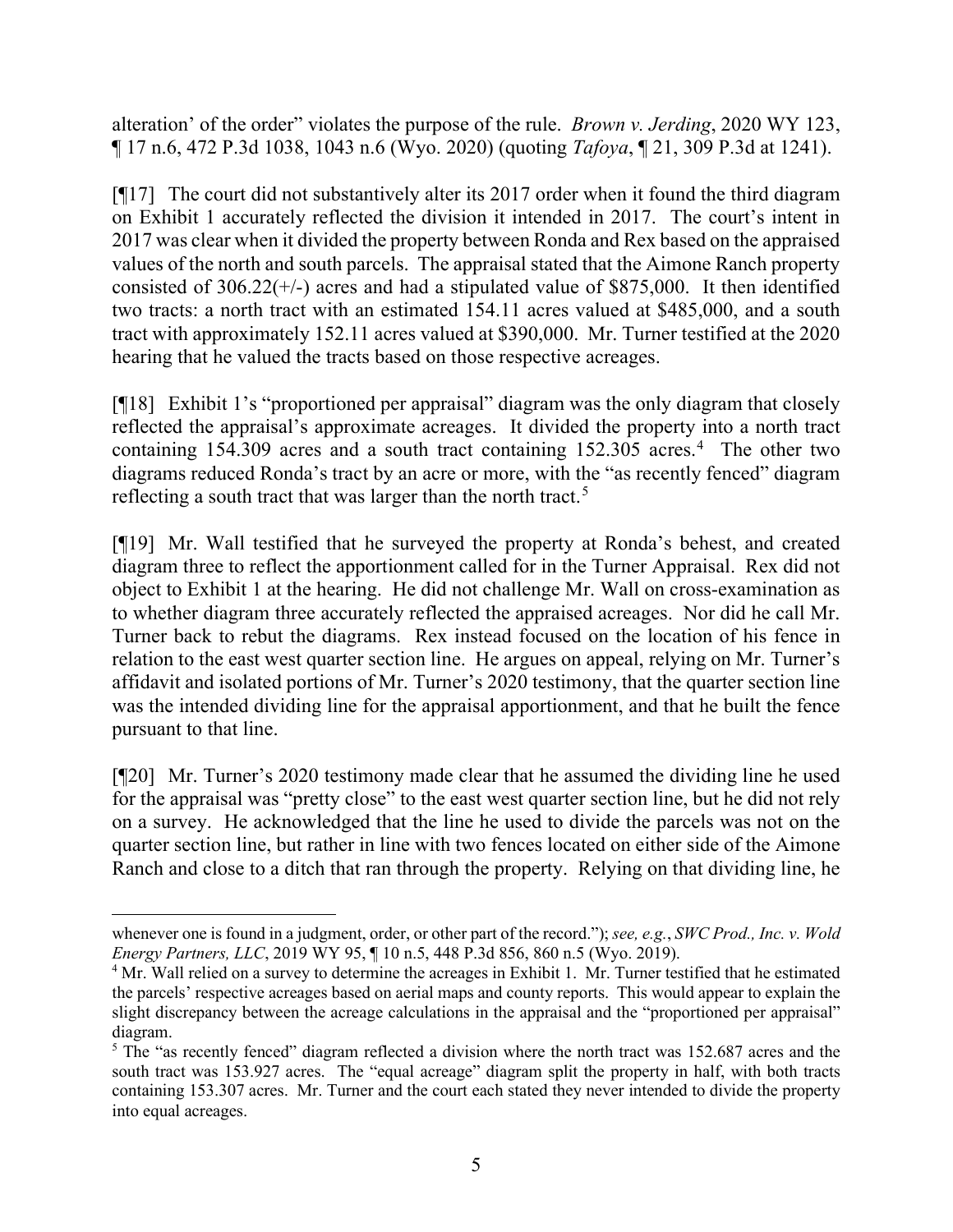alteration' of the order" violates the purpose of the rule. *Brown v. Jerding*, 2020 WY 123, ¶ 17 n.6, 472 P.3d 1038, 1043 n.6 (Wyo. 2020) (quoting *Tafoya*, ¶ 21, 309 P.3d at 1241).

[¶17] The court did not substantively alter its 2017 order when it found the third diagram on Exhibit 1 accurately reflected the division it intended in 2017. The court's intent in 2017 was clear when it divided the property between Ronda and Rex based on the appraised values of the north and south parcels. The appraisal stated that the Aimone Ranch property consisted of 306.22(+/-) acres and had a stipulated value of $875,000. It then identified two tracts: a north tract with an estimated 154.11 acres valued at $485,000, and a south tract with approximately 152.11 acres valued at $390,000. Mr. Turner testified at the 2020 hearing that he valued the tracts based on those respective acreages.

[¶18] Exhibit 1's "proportioned per appraisal" diagram was the only diagram that closely reflected the appraisal's approximate acreages. It divided the property into a north tract containing 154.309 acres and a south tract containing 152.305 acres.[4] The other two diagrams reduced Ronda's tract by an acre or more, with the "as recently fenced" diagram reflecting a south tract that was larger than the north tract.[5]

[¶19] Mr. Wall testified that he surveyed the property at Ronda's behest, and created diagram three to reflect the apportionment called for in the Turner Appraisal. Rex did not object to Exhibit 1 at the hearing. He did not challenge Mr. Wall on cross-examination as to whether diagram three accurately reflected the appraised acreages. Nor did he call Mr. Turner back to rebut the diagrams. Rex instead focused on the location of his fence in relation to the east west quarter section line. He argues on appeal, relying on Mr. Turner's affidavit and isolated portions of Mr. Turner's 2020 testimony, that the quarter section line was the intended dividing line for the appraisal apportionment, and that he built the fence pursuant to that line.

[¶20] Mr. Turner's 2020 testimony made clear that he assumed the dividing line he used for the appraisal was "pretty close" to the east west quarter section line, but he did not rely on a survey. He acknowledged that the line he used to divide the parcels was not on the quarter section line, but rather in line with two fences located on either side of the Aimone Ranch and close to a ditch that ran through the property. Relying on that dividing line, he

---

whenever one is found in a judgment, order, or other part of the record."); *see, e.g.*, *SWC Prod., Inc. v. Wold Energy Partners, LLC*, 2019 WY 95, ¶ 10 n.5, 448 P.3d 856, 860 n.5 (Wyo. 2019).

[4] Mr. Wall relied on a survey to determine the acreages in Exhibit 1. Mr. Turner testified that he estimated the parcels' respective acreages based on aerial maps and county reports. This would appear to explain the slight discrepancy between the acreage calculations in the appraisal and the "proportioned per appraisal" diagram.

[5] The "as recently fenced" diagram reflected a division where the north tract was 152.687 acres and the south tract was 153.927 acres. The "equal acreage" diagram split the property in half, with both tracts containing 153.307 acres. Mr. Turner and the court each stated they never intended to divide the property into equal acreages.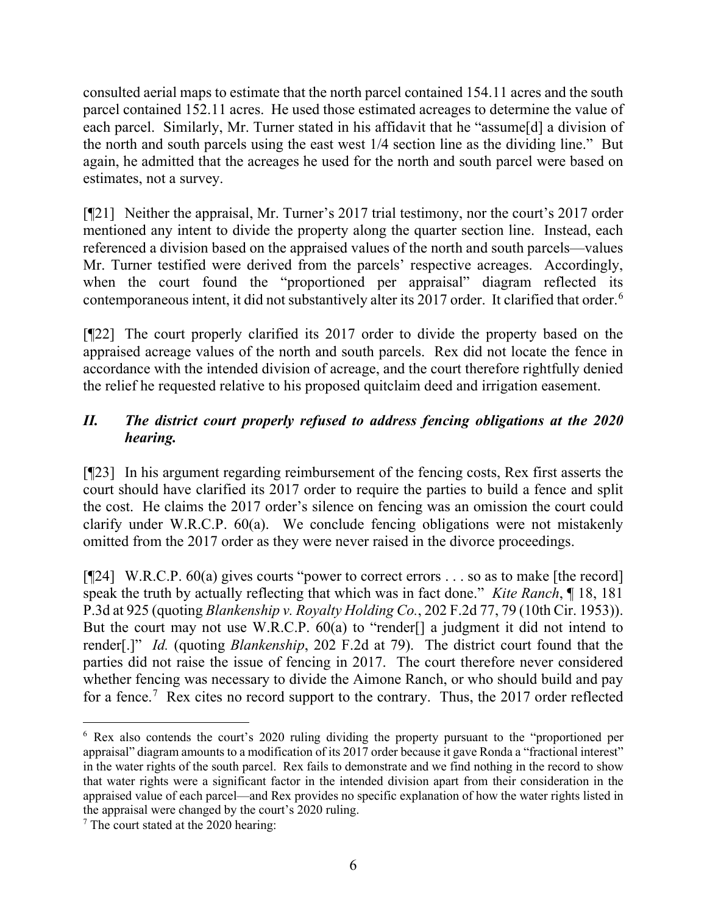consulted aerial maps to estimate that the north parcel contained 154.11 acres and the south parcel contained 152.11 acres. He used those estimated acreages to determine the value of each parcel. Similarly, Mr. Turner stated in his affidavit that he "assume[d] a division of the north and south parcels using the east west 1/4 section line as the dividing line." But again, he admitted that the acreages he used for the north and south parcel were based on estimates, not a survey.

[¶21] Neither the appraisal, Mr. Turner's 2017 trial testimony, nor the court's 2017 order mentioned any intent to divide the property along the quarter section line. Instead, each referenced a division based on the appraised values of the north and south parcels—values Mr. Turner testified were derived from the parcels' respective acreages. Accordingly, when the court found the "proportioned per appraisal" diagram reflected its contemporaneous intent, it did not substantively alter its 2017 order. It clarified that order.[6]

[¶22] The court properly clarified its 2017 order to divide the property based on the appraised acreage values of the north and south parcels. Rex did not locate the fence in accordance with the intended division of acreage, and the court therefore rightfully denied the relief he requested relative to his proposed quitclaim deed and irrigation easement.

## *II. The district court properly refused to address fencing obligations at the 2020 hearing.*

[¶23] In his argument regarding reimbursement of the fencing costs, Rex first asserts the court should have clarified its 2017 order to require the parties to build a fence and split the cost. He claims the 2017 order's silence on fencing was an omission the court could clarify under W.R.C.P. 60(a). We conclude fencing obligations were not mistakenly omitted from the 2017 order as they were never raised in the divorce proceedings.

[¶24] W.R.C.P. 60(a) gives courts "power to correct errors . . . so as to make [the record] speak the truth by actually reflecting that which was in fact done." *Kite Ranch*, ¶ 18, 181 P.3d at 925 (quoting *Blankenship v. Royalty Holding Co.*, 202 F.2d 77, 79 (10th Cir. 1953)). But the court may not use W.R.C.P. 60(a) to "render[] a judgment it did not intend to render[.]" *Id.* (quoting *Blankenship*, 202 F.2d at 79). The district court found that the parties did not raise the issue of fencing in 2017. The court therefore never considered whether fencing was necessary to divide the Aimone Ranch, or who should build and pay for a fence.[7] Rex cites no record support to the contrary. Thus, the 2017 order reflected

---

[6] Rex also contends the court's 2020 ruling dividing the property pursuant to the "proportioned per appraisal" diagram amounts to a modification of its 2017 order because it gave Ronda a "fractional interest" in the water rights of the south parcel. Rex fails to demonstrate and we find nothing in the record to show that water rights were a significant factor in the intended division apart from their consideration in the appraised value of each parcel—and Rex provides no specific explanation of how the water rights listed in the appraisal were changed by the court's 2020 ruling.

[7] The court stated at the 2020 hearing: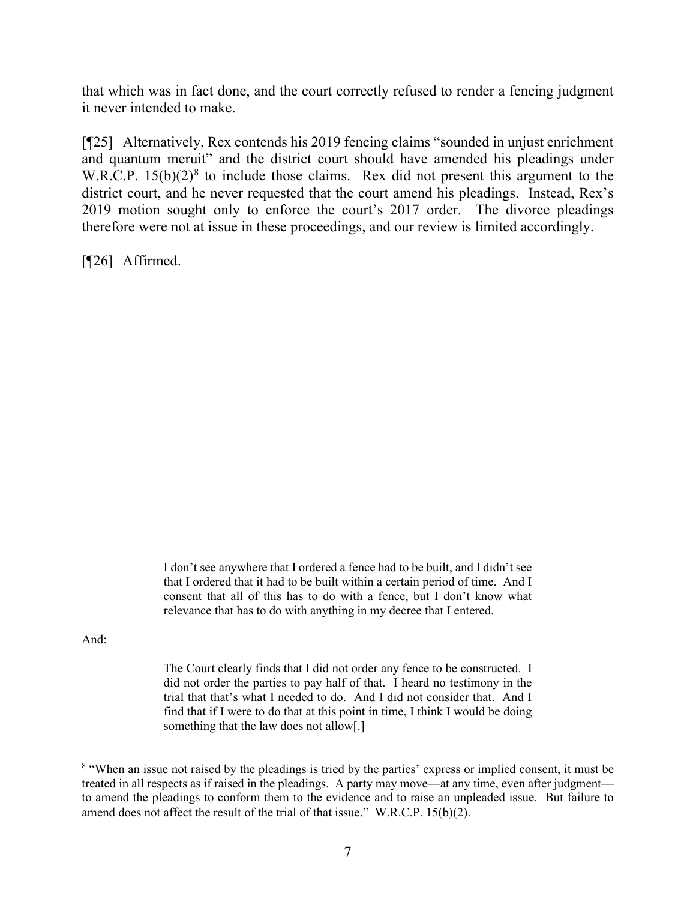that which was in fact done, and the court correctly refused to render a fencing judgment it never intended to make.

[¶25] Alternatively, Rex contends his 2019 fencing claims "sounded in unjust enrichment and quantum meruit" and the district court should have amended his pleadings under W.R.C.P. 15(b)(2)[8] to include those claims. Rex did not present this argument to the district court, and he never requested that the court amend his pleadings. Instead, Rex's 2019 motion sought only to enforce the court's 2017 order. The divorce pleadings therefore were not at issue in these proceedings, and our review is limited accordingly.

[¶26] Affirmed.

---

> I don't see anywhere that I ordered a fence had to be built, and I didn't see that I ordered that it had to be built within a certain period of time. And I consent that all of this has to do with a fence, but I don't know what relevance that has to do with anything in my decree that I entered.

And:

> The Court clearly finds that I did not order any fence to be constructed. I did not order the parties to pay half of that. I heard no testimony in the trial that that's what I needed to do. And I did not consider that. And I find that if I were to do that at this point in time, I think I would be doing something that the law does not allow[.]

[8] "When an issue not raised by the pleadings is tried by the parties' express or implied consent, it must be treated in all respects as if raised in the pleadings. A party may move—at any time, even after judgment—to amend the pleadings to conform them to the evidence and to raise an unpleaded issue. But failure to amend does not affect the result of the trial of that issue." W.R.C.P. 15(b)(2).